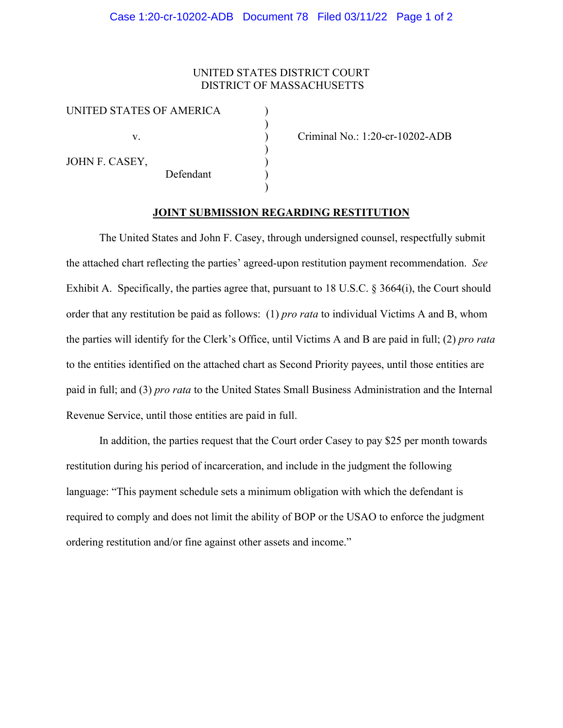UNITED STATES DISTRICT COURT
DISTRICT OF MASSACHUSETTS

| | | |
|---|---|---|
| UNITED STATES OF AMERICA | ) | |
| | ) | |
| v. | ) | Criminal No.: 1:20-cr-10202-ADB |
| | ) | |
| JOHN F. CASEY, | ) | |
| Defendant | ) | |
| | ) | |

**JOINT SUBMISSION REGARDING RESTITUTION**

The United States and John F. Casey, through undersigned counsel, respectfully submit the attached chart reflecting the parties' agreed-upon restitution payment recommendation. *See* Exhibit A. Specifically, the parties agree that, pursuant to 18 U.S.C. § 3664(i), the Court should order that any restitution be paid as follows: (1) *pro rata* to individual Victims A and B, whom the parties will identify for the Clerk's Office, until Victims A and B are paid in full; (2) *pro rata* to the entities identified on the attached chart as Second Priority payees, until those entities are paid in full; and (3) *pro rata* to the United States Small Business Administration and the Internal Revenue Service, until those entities are paid in full.

In addition, the parties request that the Court order Casey to pay $25 per month towards restitution during his period of incarceration, and include in the judgment the following language: "This payment schedule sets a minimum obligation with which the defendant is required to comply and does not limit the ability of BOP or the USAO to enforce the judgment ordering restitution and/or fine against other assets and income."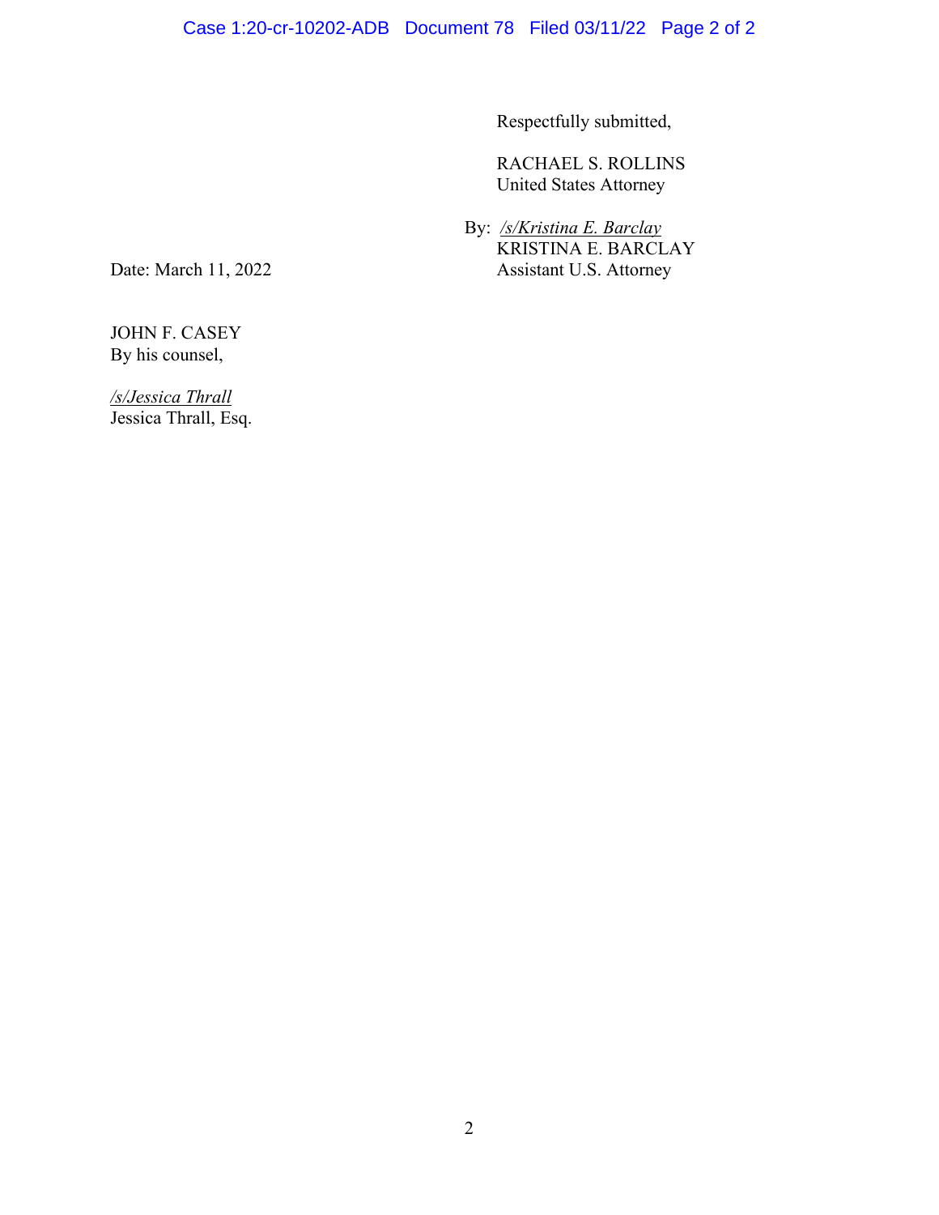Respectfully submitted,

RACHAEL S. ROLLINS
United States Attorney

By: */s/Kristina E. Barclay*
KRISTINA E. BARCLAY
Assistant U.S. Attorney

Date: March 11, 2022

JOHN F. CASEY
By his counsel,

*/s/Jessica Thrall*
Jessica Thrall, Esq.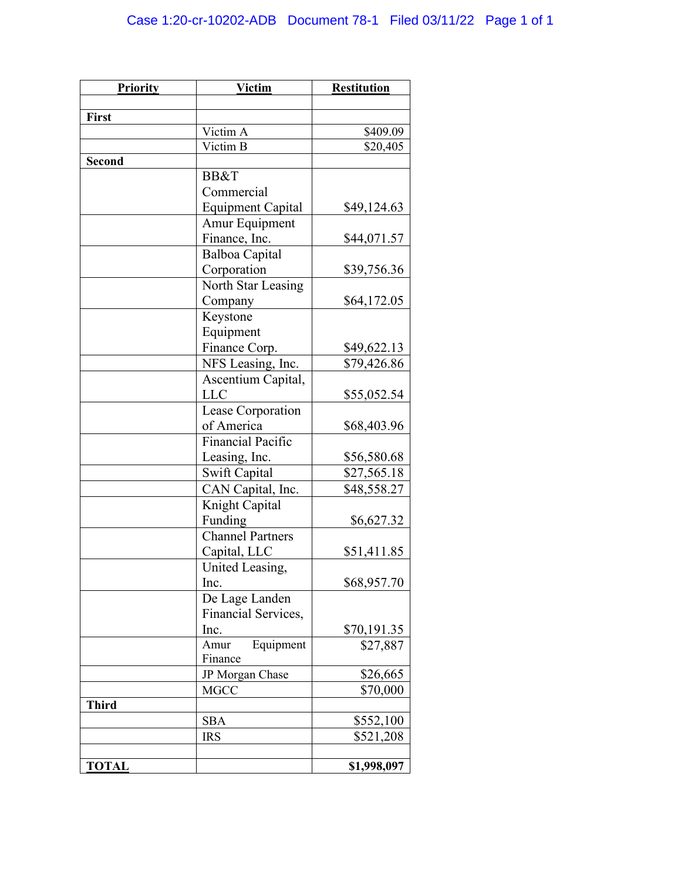| Priority | Victim | Restitution |
|---|---|---|
| | | |
| **First** | | |
| | Victim A | $409.09 |
| | Victim B | $20,405 |
| **Second** | | |
| | BB&T Commercial Equipment Capital | $49,124.63 |
| | Amur Equipment Finance, Inc. | $44,071.57 |
| | Balboa Capital Corporation | $39,756.36 |
| | North Star Leasing Company | $64,172.05 |
| | Keystone Equipment Finance Corp. | $49,622.13 |
| | NFS Leasing, Inc. | $79,426.86 |
| | Ascentium Capital, LLC | $55,052.54 |
| | Lease Corporation of America | $68,403.96 |
| | Financial Pacific Leasing, Inc. | $56,580.68 |
| | Swift Capital | $27,565.18 |
| | CAN Capital, Inc. | $48,558.27 |
| | Knight Capital Funding | $6,627.32 |
| | Channel Partners Capital, LLC | $51,411.85 |
| | United Leasing, Inc. | $68,957.70 |
| | De Lage Landen Financial Services, Inc. | $70,191.35 |
| | Amur Equipment Finance | $27,887 |
| | JP Morgan Chase | $26,665 |
| | MGCC | $70,000 |
| **Third** | | |
| | SBA | $552,100 |
| | IRS | $521,208 |
| | | |
| **TOTAL** | | **$1,998,097** |